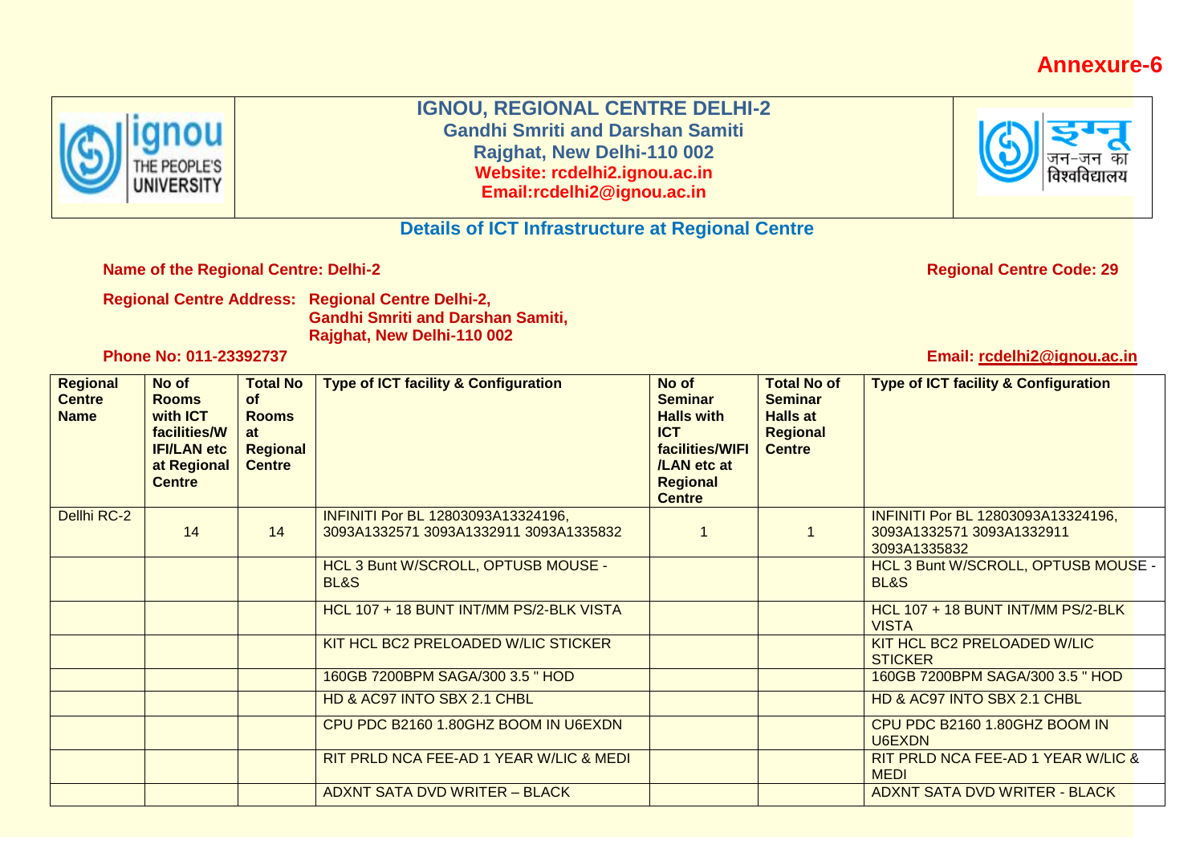**Annexure-6**

# IGNOU, REGIONAL CENTRE DELHI-2

**Gandhi Smriti and Darshan Samiti**
**Rajghat, New Delhi-110 002**
**Website: rcdelhi2.ignou.ac.in**
**Email:rcdelhi2@ignou.ac.in**

## Details of ICT Infrastructure at Regional Centre

**Name of the Regional Centre: Delhi-2** | **Regional Centre Code: 29**

**Regional Centre Address: Regional Centre Delhi-2,**
**Gandhi Smriti and Darshan Samiti,**
**Rajghat, New Delhi-110 002**

**Phone No: 011-23392737** | **Email: rcdelhi2@ignou.ac.in**

| Regional Centre Name | No of Rooms with ICT facilities/WIFI/LAN etc at Regional Centre | Total No of Rooms at Regional Centre | Type of ICT facility & Configuration | No of Seminar Halls with ICT facilities/WIFI /LAN etc at Regional Centre | Total No of Seminar Halls at Regional Centre | Type of ICT facility & Configuration |
|---|---|---|---|---|---|---|
| Dellhi RC-2 | 14 | 14 | INFINITI Por BL 12803093A13324196, 3093A1332571 3093A1332911 3093A1335832 | 1 | 1 | INFINITI Por BL 12803093A13324196, 3093A1332571 3093A1332911 3093A1335832 |
| | | | HCL 3 Bunt W/SCROLL, OPTUSB MOUSE - BL&S | | | HCL 3 Bunt W/SCROLL, OPTUSB MOUSE - BL&S |
| | | | HCL 107 + 18 BUNT INT/MM PS/2-BLK VISTA | | | HCL 107 + 18 BUNT INT/MM PS/2-BLK VISTA |
| | | | KIT HCL BC2 PRELOADED W/LIC STICKER | | | KIT HCL BC2 PRELOADED W/LIC STICKER |
| | | | 160GB 7200BPM SAGA/300 3.5 " HOD | | | 160GB 7200BPM SAGA/300 3.5 " HOD |
| | | | HD & AC97 INTO SBX 2.1 CHBL | | | HD & AC97 INTO SBX 2.1 CHBL |
| | | | CPU PDC B2160 1.80GHZ BOOM IN U6EXDN | | | CPU PDC B2160 1.80GHZ BOOM IN U6EXDN |
| | | | RIT PRLD NCA FEE-AD 1 YEAR W/LIC & MEDI | | | RIT PRLD NCA FEE-AD 1 YEAR W/LIC & MEDI |
| | | | ADXNT SATA DVD WRITER – BLACK | | | ADXNT SATA DVD WRITER - BLACK |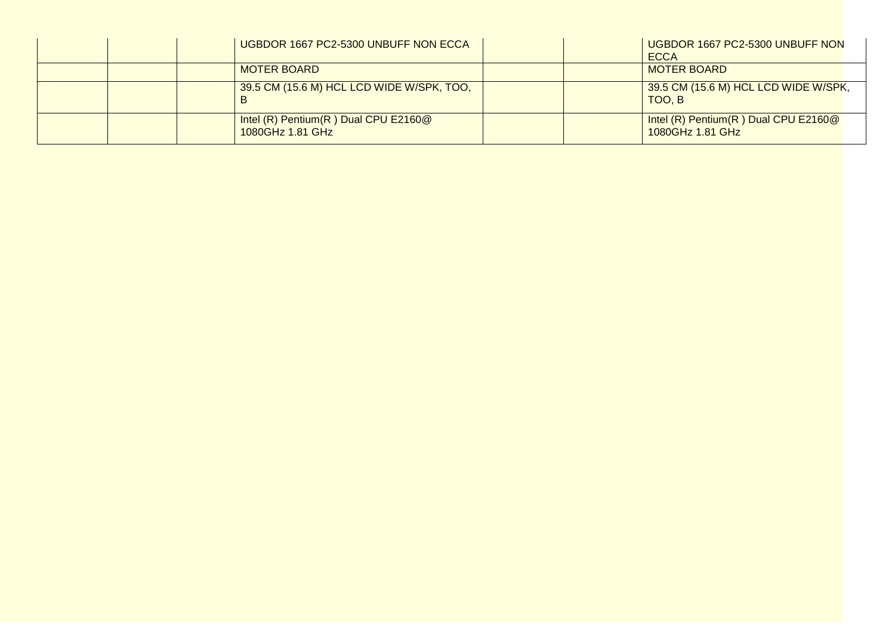| | | | | | | |
|---|---|---|---|---|---|---|
| | | | UGBDOR 1667 PC2-5300 UNBUFF NON ECCA | | | UGBDOR 1667 PC2-5300 UNBUFF NON ECCA |
| | | | MOTER BOARD | | | MOTER BOARD |
| | | | 39.5 CM (15.6 M) HCL LCD WIDE W/SPK, TOO, B | | | 39.5 CM (15.6 M) HCL LCD WIDE W/SPK, TOO, B |
| | | | Intel (R) Pentium(R ) Dual CPU E2160@ 1080GHz 1.81 GHz | | | Intel (R) Pentium(R ) Dual CPU E2160@ 1080GHz 1.81 GHz |